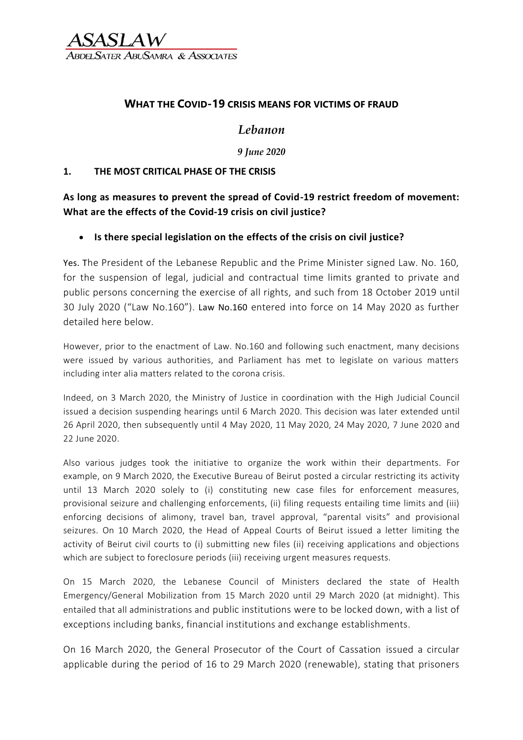ASASLAW
ABDELSATER ABUSAMRA & ASSOCIATES

## WHAT THE COVID-19 CRISIS MEANS FOR VICTIMS OF FRAUD

*Lebanon*

*9 June 2020*

### 1. THE MOST CRITICAL PHASE OF THE CRISIS

**As long as measures to prevent the spread of Covid-19 restrict freedom of movement: What are the effects of the Covid-19 crisis on civil justice?**

- **Is there special legislation on the effects of the crisis on civil justice?**

Yes. The President of the Lebanese Republic and the Prime Minister signed Law. No. 160, for the suspension of legal, judicial and contractual time limits granted to private and public persons concerning the exercise of all rights, and such from 18 October 2019 until 30 July 2020 ("Law No.160"). Law No.160 entered into force on 14 May 2020 as further detailed here below.

However, prior to the enactment of Law. No.160 and following such enactment, many decisions were issued by various authorities, and Parliament has met to legislate on various matters including inter alia matters related to the corona crisis.

Indeed, on 3 March 2020, the Ministry of Justice in coordination with the High Judicial Council issued a decision suspending hearings until 6 March 2020. This decision was later extended until 26 April 2020, then subsequently until 4 May 2020, 11 May 2020, 24 May 2020, 7 June 2020 and 22 June 2020.

Also various judges took the initiative to organize the work within their departments. For example, on 9 March 2020, the Executive Bureau of Beirut posted a circular restricting its activity until 13 March 2020 solely to (i) constituting new case files for enforcement measures, provisional seizure and challenging enforcements, (ii) filing requests entailing time limits and (iii) enforcing decisions of alimony, travel ban, travel approval, "parental visits" and provisional seizures. On 10 March 2020, the Head of Appeal Courts of Beirut issued a letter limiting the activity of Beirut civil courts to (i) submitting new files (ii) receiving applications and objections which are subject to foreclosure periods (iii) receiving urgent measures requests.

On 15 March 2020, the Lebanese Council of Ministers declared the state of Health Emergency/General Mobilization from 15 March 2020 until 29 March 2020 (at midnight). This entailed that all administrations and public institutions were to be locked down, with a list of exceptions including banks, financial institutions and exchange establishments.

On 16 March 2020, the General Prosecutor of the Court of Cassation issued a circular applicable during the period of 16 to 29 March 2020 (renewable), stating that prisoners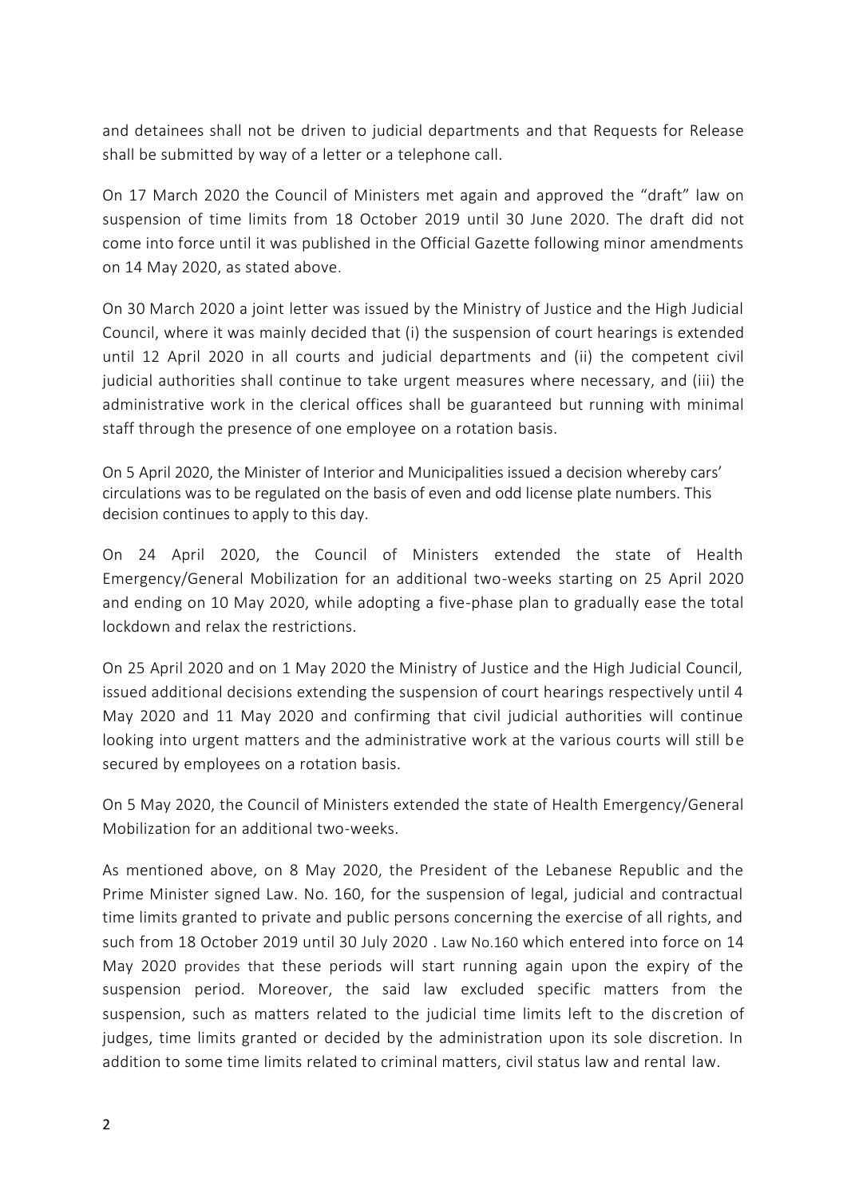and detainees shall not be driven to judicial departments and that Requests for Release shall be submitted by way of a letter or a telephone call.

On 17 March 2020 the Council of Ministers met again and approved the "draft" law on suspension of time limits from 18 October 2019 until 30 June 2020. The draft did not come into force until it was published in the Official Gazette following minor amendments on 14 May 2020, as stated above.

On 30 March 2020 a joint letter was issued by the Ministry of Justice and the High Judicial Council, where it was mainly decided that (i) the suspension of court hearings is extended until 12 April 2020 in all courts and judicial departments and (ii) the competent civil judicial authorities shall continue to take urgent measures where necessary, and (iii) the administrative work in the clerical offices shall be guaranteed but running with minimal staff through the presence of one employee on a rotation basis.

On 5 April 2020, the Minister of Interior and Municipalities issued a decision whereby cars' circulations was to be regulated on the basis of even and odd license plate numbers. This decision continues to apply to this day.

On 24 April 2020, the Council of Ministers extended the state of Health Emergency/General Mobilization for an additional two-weeks starting on 25 April 2020 and ending on 10 May 2020, while adopting a five-phase plan to gradually ease the total lockdown and relax the restrictions.

On 25 April 2020 and on 1 May 2020 the Ministry of Justice and the High Judicial Council, issued additional decisions extending the suspension of court hearings respectively until 4 May 2020 and 11 May 2020 and confirming that civil judicial authorities will continue looking into urgent matters and the administrative work at the various courts will still be secured by employees on a rotation basis.

On 5 May 2020, the Council of Ministers extended the state of Health Emergency/General Mobilization for an additional two-weeks.

As mentioned above, on 8 May 2020, the President of the Lebanese Republic and the Prime Minister signed Law. No. 160, for the suspension of legal, judicial and contractual time limits granted to private and public persons concerning the exercise of all rights, and such from 18 October 2019 until 30 July 2020 . Law No.160 which entered into force on 14 May 2020 provides that these periods will start running again upon the expiry of the suspension period. Moreover, the said law excluded specific matters from the suspension, such as matters related to the judicial time limits left to the discretion of judges, time limits granted or decided by the administration upon its sole discretion. In addition to some time limits related to criminal matters, civil status law and rental law.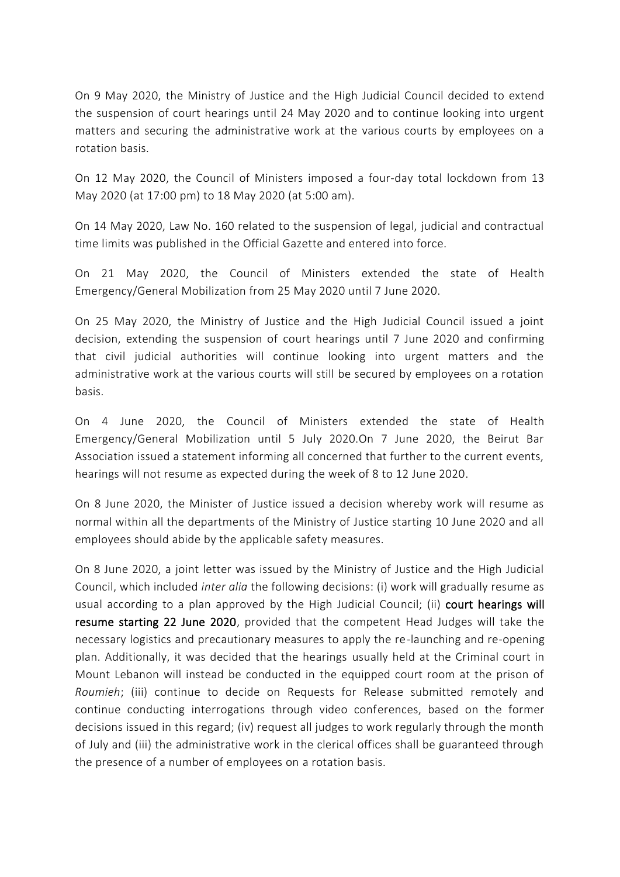On 9 May 2020, the Ministry of Justice and the High Judicial Council decided to extend the suspension of court hearings until 24 May 2020 and to continue looking into urgent matters and securing the administrative work at the various courts by employees on a rotation basis.

On 12 May 2020, the Council of Ministers imposed a four-day total lockdown from 13 May 2020 (at 17:00 pm) to 18 May 2020 (at 5:00 am).

On 14 May 2020, Law No. 160 related to the suspension of legal, judicial and contractual time limits was published in the Official Gazette and entered into force.

On 21 May 2020, the Council of Ministers extended the state of Health Emergency/General Mobilization from 25 May 2020 until 7 June 2020.

On 25 May 2020, the Ministry of Justice and the High Judicial Council issued a joint decision, extending the suspension of court hearings until 7 June 2020 and confirming that civil judicial authorities will continue looking into urgent matters and the administrative work at the various courts will still be secured by employees on a rotation basis.

On 4 June 2020, the Council of Ministers extended the state of Health Emergency/General Mobilization until 5 July 2020.On 7 June 2020, the Beirut Bar Association issued a statement informing all concerned that further to the current events, hearings will not resume as expected during the week of 8 to 12 June 2020.

On 8 June 2020, the Minister of Justice issued a decision whereby work will resume as normal within all the departments of the Ministry of Justice starting 10 June 2020 and all employees should abide by the applicable safety measures.

On 8 June 2020, a joint letter was issued by the Ministry of Justice and the High Judicial Council, which included *inter alia* the following decisions: (i) work will gradually resume as usual according to a plan approved by the High Judicial Council; (ii) **court hearings will resume starting 22 June 2020**, provided that the competent Head Judges will take the necessary logistics and precautionary measures to apply the re-launching and re-opening plan. Additionally, it was decided that the hearings usually held at the Criminal court in Mount Lebanon will instead be conducted in the equipped court room at the prison of *Roumieh*; (iii) continue to decide on Requests for Release submitted remotely and continue conducting interrogations through video conferences, based on the former decisions issued in this regard; (iv) request all judges to work regularly through the month of July and (iii) the administrative work in the clerical offices shall be guaranteed through the presence of a number of employees on a rotation basis.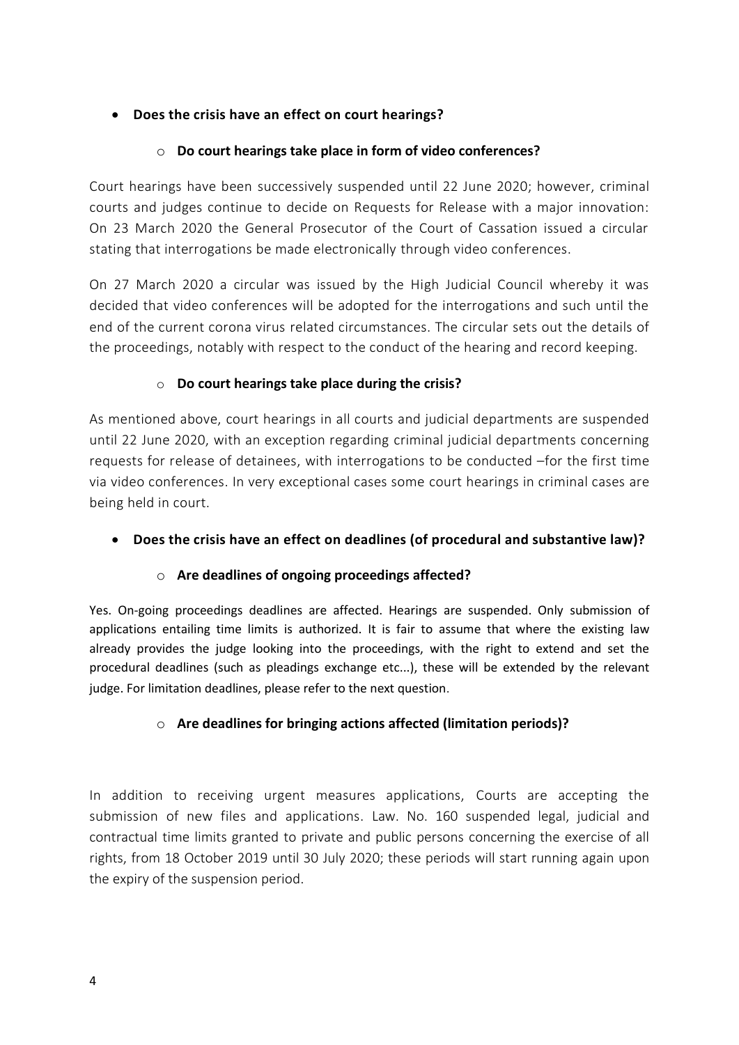- **Does the crisis have an effect on court hearings?**
  - **Do court hearings take place in form of video conferences?**

Court hearings have been successively suspended until 22 June 2020; however, criminal courts and judges continue to decide on Requests for Release with a major innovation: On 23 March 2020 the General Prosecutor of the Court of Cassation issued a circular stating that interrogations be made electronically through video conferences.

On 27 March 2020 a circular was issued by the High Judicial Council whereby it was decided that video conferences will be adopted for the interrogations and such until the end of the current corona virus related circumstances. The circular sets out the details of the proceedings, notably with respect to the conduct of the hearing and record keeping.

  - **Do court hearings take place during the crisis?**

As mentioned above, court hearings in all courts and judicial departments are suspended until 22 June 2020, with an exception regarding criminal judicial departments concerning requests for release of detainees, with interrogations to be conducted –for the first time via video conferences. In very exceptional cases some court hearings in criminal cases are being held in court.

- **Does the crisis have an effect on deadlines (of procedural and substantive law)?**
  - **Are deadlines of ongoing proceedings affected?**

Yes. On-going proceedings deadlines are affected. Hearings are suspended. Only submission of applications entailing time limits is authorized. It is fair to assume that where the existing law already provides the judge looking into the proceedings, with the right to extend and set the procedural deadlines (such as pleadings exchange etc...), these will be extended by the relevant judge. For limitation deadlines, please refer to the next question.

  - **Are deadlines for bringing actions affected (limitation periods)?**

In addition to receiving urgent measures applications, Courts are accepting the submission of new files and applications. Law. No. 160 suspended legal, judicial and contractual time limits granted to private and public persons concerning the exercise of all rights, from 18 October 2019 until 30 July 2020; these periods will start running again upon the expiry of the suspension period.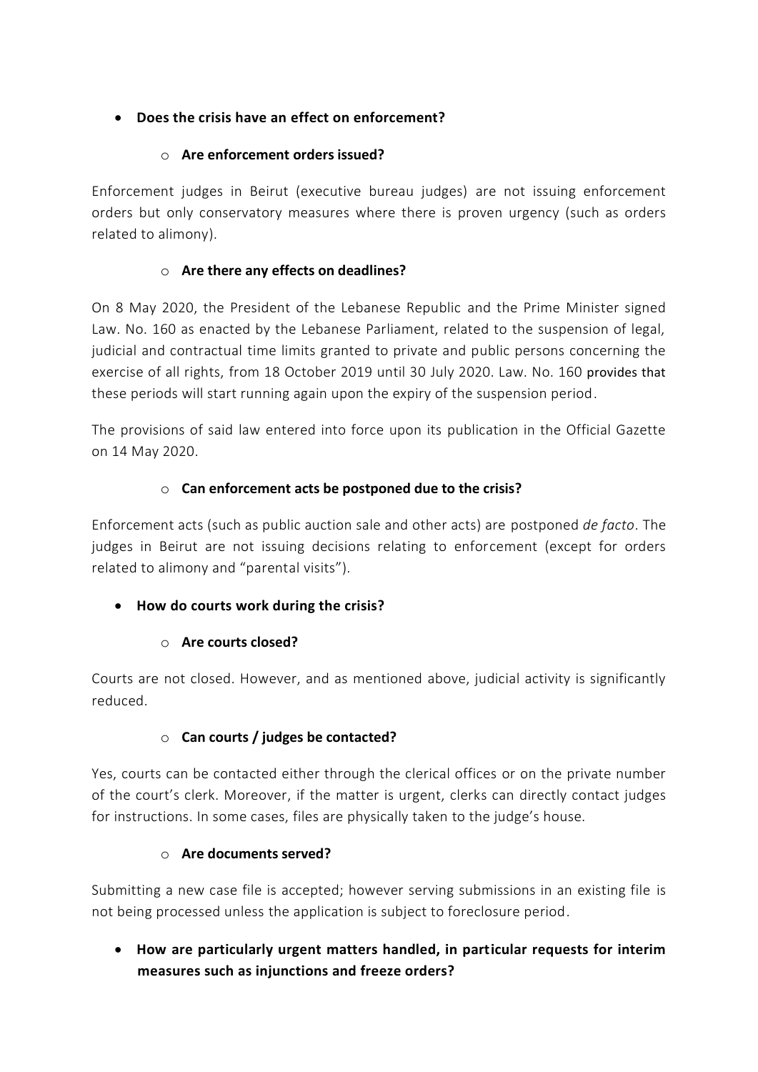- **Does the crisis have an effect on enforcement?**

  - **Are enforcement orders issued?**

Enforcement judges in Beirut (executive bureau judges) are not issuing enforcement orders but only conservatory measures where there is proven urgency (such as orders related to alimony).

  - **Are there any effects on deadlines?**

On 8 May 2020, the President of the Lebanese Republic and the Prime Minister signed Law. No. 160 as enacted by the Lebanese Parliament, related to the suspension of legal, judicial and contractual time limits granted to private and public persons concerning the exercise of all rights, from 18 October 2019 until 30 July 2020. Law. No. 160 provides that these periods will start running again upon the expiry of the suspension period.

The provisions of said law entered into force upon its publication in the Official Gazette on 14 May 2020.

  - **Can enforcement acts be postponed due to the crisis?**

Enforcement acts (such as public auction sale and other acts) are postponed *de facto*. The judges in Beirut are not issuing decisions relating to enforcement (except for orders related to alimony and "parental visits").

- **How do courts work during the crisis?**

  - **Are courts closed?**

Courts are not closed. However, and as mentioned above, judicial activity is significantly reduced.

  - **Can courts / judges be contacted?**

Yes, courts can be contacted either through the clerical offices or on the private number of the court's clerk. Moreover, if the matter is urgent, clerks can directly contact judges for instructions. In some cases, files are physically taken to the judge's house.

  - **Are documents served?**

Submitting a new case file is accepted; however serving submissions in an existing file is not being processed unless the application is subject to foreclosure period.

- **How are particularly urgent matters handled, in particular requests for interim measures such as injunctions and freeze orders?**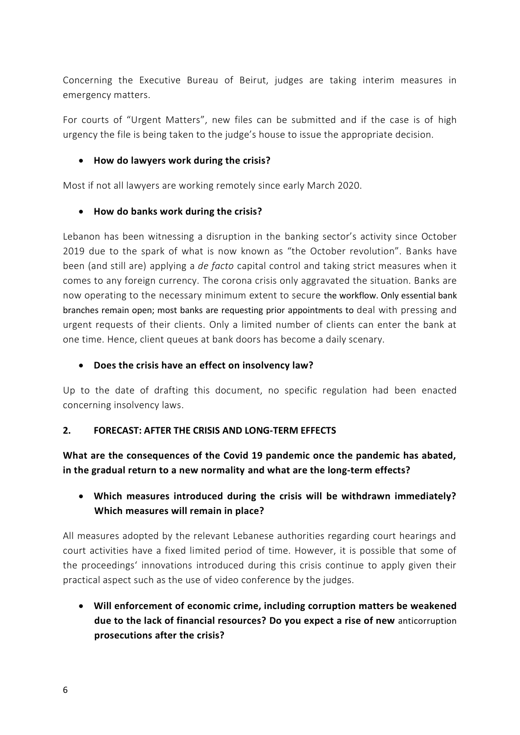Concerning the Executive Bureau of Beirut, judges are taking interim measures in emergency matters.

For courts of "Urgent Matters", new files can be submitted and if the case is of high urgency the file is being taken to the judge's house to issue the appropriate decision.

- **How do lawyers work during the crisis?**

Most if not all lawyers are working remotely since early March 2020.

- **How do banks work during the crisis?**

Lebanon has been witnessing a disruption in the banking sector's activity since October 2019 due to the spark of what is now known as "the October revolution". Banks have been (and still are) applying a *de facto* capital control and taking strict measures when it comes to any foreign currency. The corona crisis only aggravated the situation. Banks are now operating to the necessary minimum extent to secure the workflow. Only essential bank branches remain open; most banks are requesting prior appointments to deal with pressing and urgent requests of their clients. Only a limited number of clients can enter the bank at one time. Hence, client queues at bank doors has become a daily scenary.

- **Does the crisis have an effect on insolvency law?**

Up to the date of drafting this document, no specific regulation had been enacted concerning insolvency laws.

## 2. FORECAST: AFTER THE CRISIS AND LONG-TERM EFFECTS

**What are the consequences of the Covid 19 pandemic once the pandemic has abated, in the gradual return to a new normality and what are the long-term effects?**

- **Which measures introduced during the crisis will be withdrawn immediately? Which measures will remain in place?**

All measures adopted by the relevant Lebanese authorities regarding court hearings and court activities have a fixed limited period of time. However, it is possible that some of the proceedings' innovations introduced during this crisis continue to apply given their practical aspect such as the use of video conference by the judges.

- **Will enforcement of economic crime, including corruption matters be weakened due to the lack of financial resources? Do you expect a rise of new anticorruption prosecutions after the crisis?**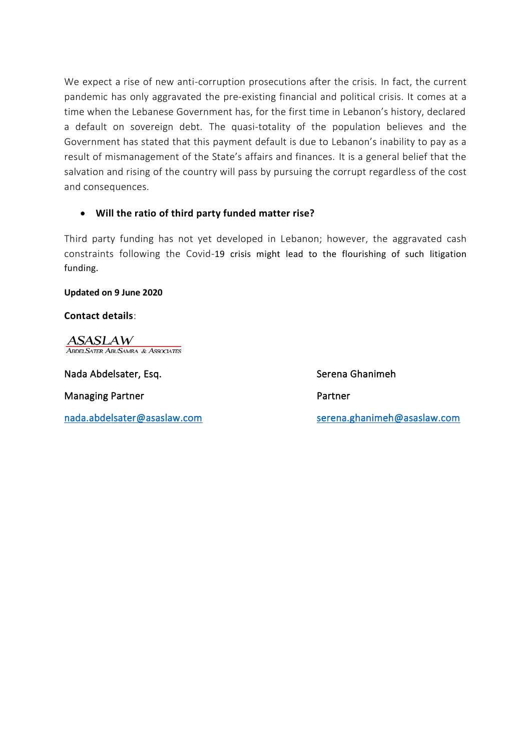We expect a rise of new anti-corruption prosecutions after the crisis. In fact, the current pandemic has only aggravated the pre-existing financial and political crisis. It comes at a time when the Lebanese Government has, for the first time in Lebanon's history, declared a default on sovereign debt. The quasi-totality of the population believes and the Government has stated that this payment default is due to Lebanon's inability to pay as a result of mismanagement of the State's affairs and finances. It is a general belief that the salvation and rising of the country will pass by pursuing the corrupt regardless of the cost and consequences.

- **Will the ratio of third party funded matter rise?**

Third party funding has not yet developed in Lebanon; however, the aggravated cash constraints following the Covid-19 crisis might lead to the flourishing of such litigation funding.

**Updated on 9 June 2020**

**Contact details**:

ASASLAW
AbdelSater AbuSamra & Associates

Nada Abdelsater, Esq.

Managing Partner

nada.abdelsater@asaslaw.com

Serena Ghanimeh

Partner

serena.ghanimeh@asaslaw.com